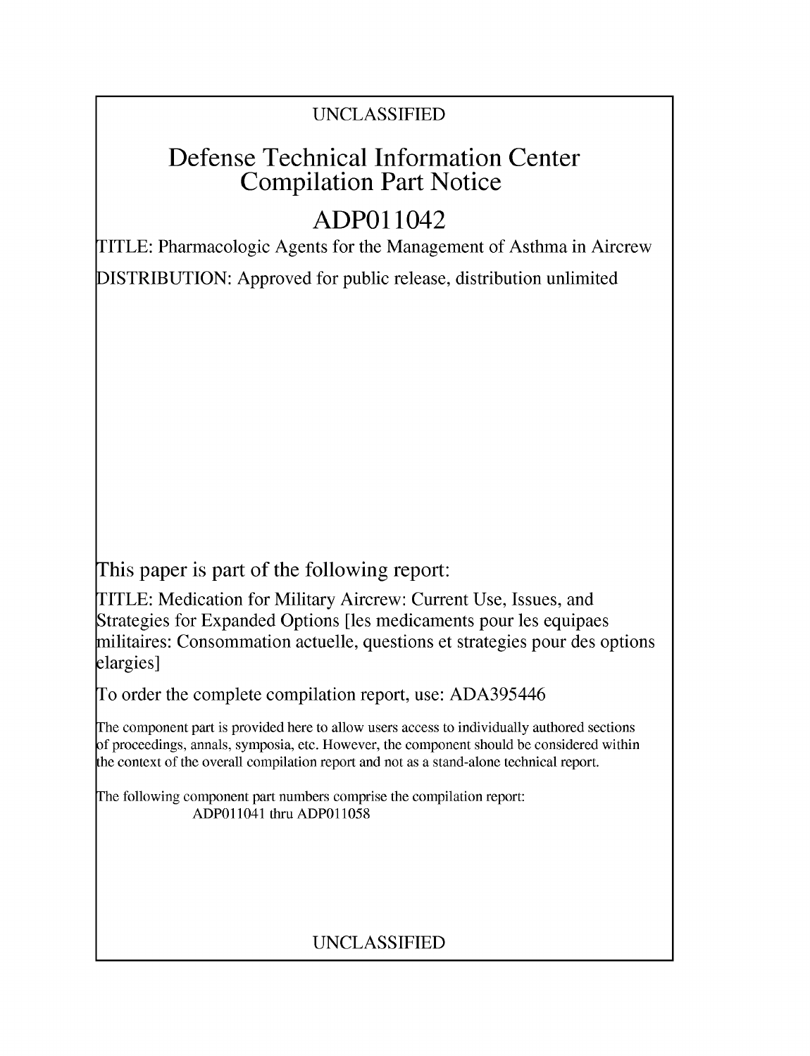UNCLASSIFIED

# Defense Technical Information Center Compilation Part Notice

## ADP011042

TITLE: Pharmacologic Agents for the Management of Asthma in Aircrew

DISTRIBUTION: Approved for public release, distribution unlimited

This paper is part of the following report:

TITLE: Medication for Military Aircrew: Current Use, Issues, and Strategies for Expanded Options [les medicaments pour les equipaes militaires: Consommation actuelle, questions et strategies pour des options elargies]

To order the complete compilation report, use: ADA395446

The component part is provided here to allow users access to individually authored sections of proceedings, annals, symposia, etc. However, the component should be considered within the context of the overall compilation report and not as a stand-alone technical report.

The following component part numbers comprise the compilation report:
ADP011041 thru ADP011058

UNCLASSIFIED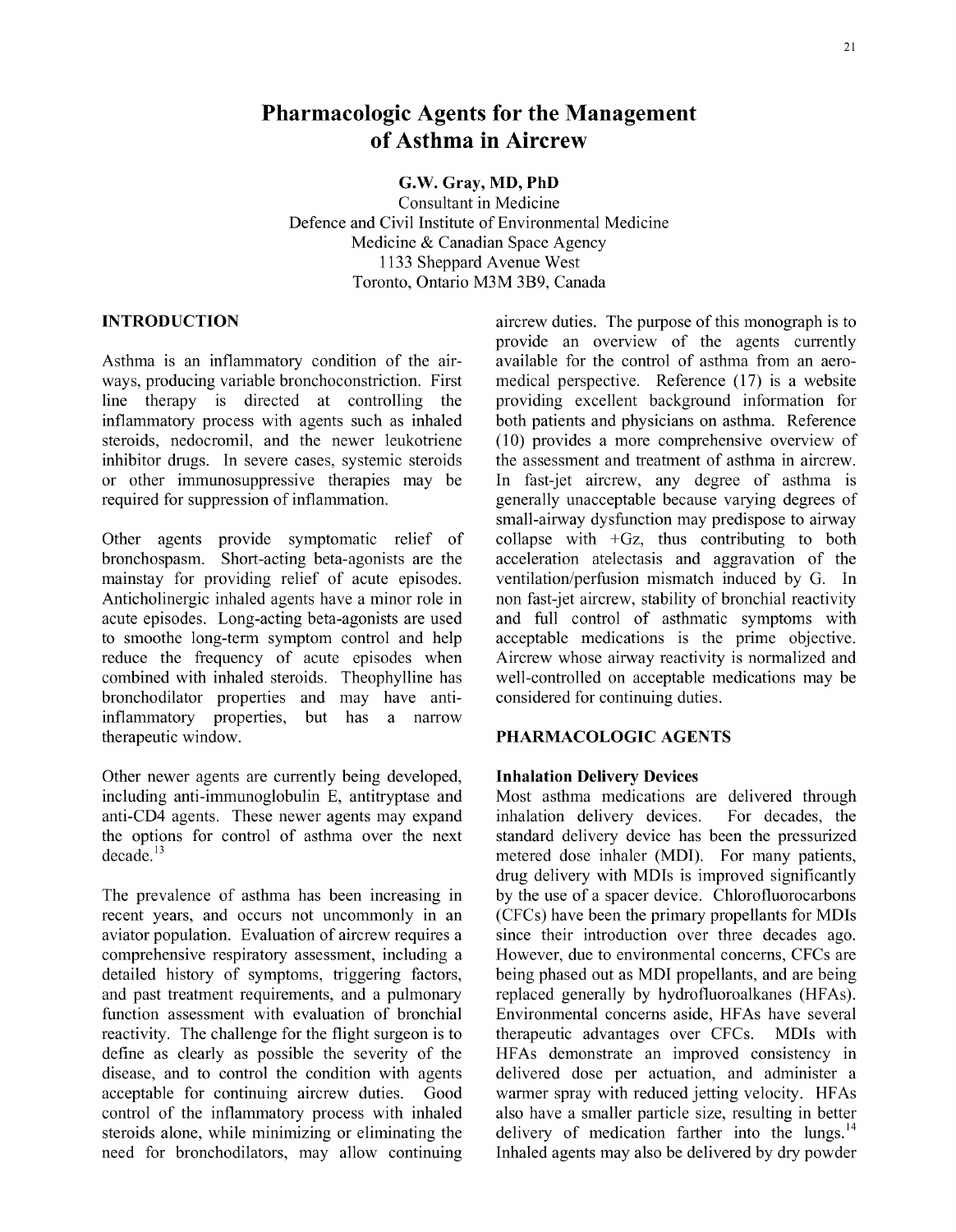# Pharmacologic Agents for the Management of Asthma in Aircrew

**G.W. Gray, MD, PhD**
Consultant in Medicine
Defence and Civil Institute of Environmental Medicine
Medicine & Canadian Space Agency
1133 Sheppard Avenue West
Toronto, Ontario M3M 3B9, Canada

## INTRODUCTION

Asthma is an inflammatory condition of the airways, producing variable bronchoconstriction. First line therapy is directed at controlling the inflammatory process with agents such as inhaled steroids, nedocromil, and the newer leukotriene inhibitor drugs. In severe cases, systemic steroids or other immunosuppressive therapies may be required for suppression of inflammation.

Other agents provide symptomatic relief of bronchospasm. Short-acting beta-agonists are the mainstay for providing relief of acute episodes. Anticholinergic inhaled agents have a minor role in acute episodes. Long-acting beta-agonists are used to smoothe long-term symptom control and help reduce the frequency of acute episodes when combined with inhaled steroids. Theophylline has bronchodilator properties and may have anti-inflammatory properties, but has a narrow therapeutic window.

Other newer agents are currently being developed, including anti-immunoglobulin E, antitryptase and anti-CD4 agents. These newer agents may expand the options for control of asthma over the next decade.[13]

The prevalence of asthma has been increasing in recent years, and occurs not uncommonly in an aviator population. Evaluation of aircrew requires a comprehensive respiratory assessment, including a detailed history of symptoms, triggering factors, and past treatment requirements, and a pulmonary function assessment with evaluation of bronchial reactivity. The challenge for the flight surgeon is to define as clearly as possible the severity of the disease, and to control the condition with agents acceptable for continuing aircrew duties. Good control of the inflammatory process with inhaled steroids alone, while minimizing or eliminating the need for bronchodilators, may allow continuing aircrew duties. The purpose of this monograph is to provide an overview of the agents currently available for the control of asthma from an aeromedical perspective. Reference (17) is a website providing excellent background information for both patients and physicians on asthma. Reference (10) provides a more comprehensive overview of the assessment and treatment of asthma in aircrew. In fast-jet aircrew, any degree of asthma is generally unacceptable because varying degrees of small-airway dysfunction may predispose to airway collapse with +Gz, thus contributing to both acceleration atelectasis and aggravation of the ventilation/perfusion mismatch induced by G. In non fast-jet aircrew, stability of bronchial reactivity and full control of asthmatic symptoms with acceptable medications is the prime objective. Aircrew whose airway reactivity is normalized and well-controlled on acceptable medications may be considered for continuing duties.

## PHARMACOLOGIC AGENTS

### Inhalation Delivery Devices

Most asthma medications are delivered through inhalation delivery devices. For decades, the standard delivery device has been the pressurized metered dose inhaler (MDI). For many patients, drug delivery with MDIs is improved significantly by the use of a spacer device. Chlorofluorocarbons (CFCs) have been the primary propellants for MDIs since their introduction over three decades ago. However, due to environmental concerns, CFCs are being phased out as MDI propellants, and are being replaced generally by hydrofluoroalkanes (HFAs). Environmental concerns aside, HFAs have several therapeutic advantages over CFCs. MDIs with HFAs demonstrate an improved consistency in delivered dose per actuation, and administer a warmer spray with reduced jetting velocity. HFAs also have a smaller particle size, resulting in better delivery of medication farther into the lungs.[14] Inhaled agents may also be delivered by dry powder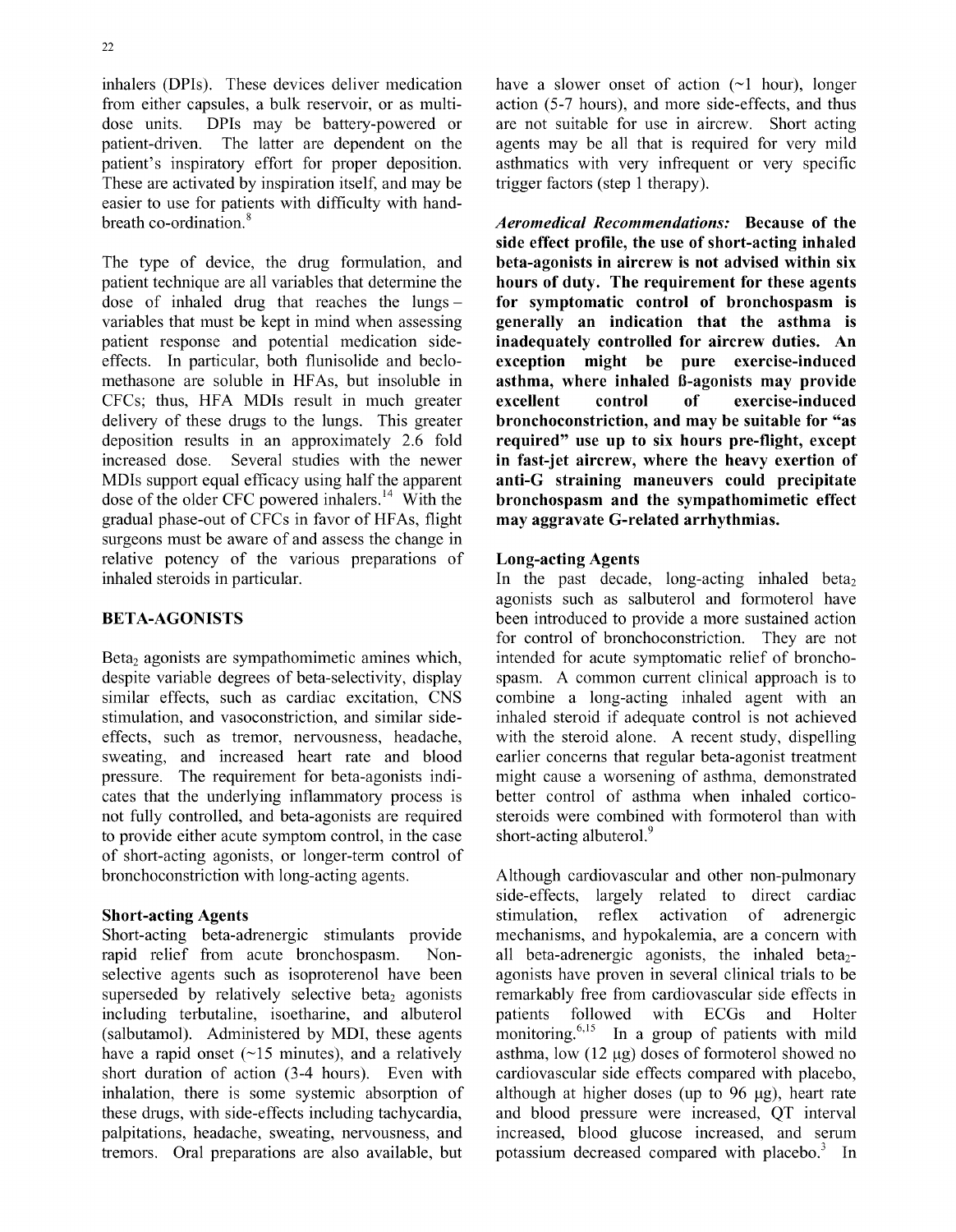inhalers (DPIs). These devices deliver medication from either capsules, a bulk reservoir, or as multi-dose units. DPIs may be battery-powered or patient-driven. The latter are dependent on the patient's inspiratory effort for proper deposition. These are activated by inspiration itself, and may be easier to use for patients with difficulty with hand-breath co-ordination.[8]

The type of device, the drug formulation, and patient technique are all variables that determine the dose of inhaled drug that reaches the lungs – variables that must be kept in mind when assessing patient response and potential medication side-effects. In particular, both flunisolide and beclomethasone are soluble in HFAs, but insoluble in CFCs; thus, HFA MDIs result in much greater delivery of these drugs to the lungs. This greater deposition results in an approximately 2.6 fold increased dose. Several studies with the newer MDIs support equal efficacy using half the apparent dose of the older CFC powered inhalers.[14] With the gradual phase-out of CFCs in favor of HFAs, flight surgeons must be aware of and assess the change in relative potency of the various preparations of inhaled steroids in particular.

## BETA-AGONISTS

Beta$_2$ agonists are sympathomimetic amines which, despite variable degrees of beta-selectivity, display similar effects, such as cardiac excitation, CNS stimulation, and vasoconstriction, and similar side-effects, such as tremor, nervousness, headache, sweating, and increased heart rate and blood pressure. The requirement for beta-agonists indicates that the underlying inflammatory process is not fully controlled, and beta-agonists are required to provide either acute symptom control, in the case of short-acting agonists, or longer-term control of bronchoconstriction with long-acting agents.

### Short-acting Agents

Short-acting beta-adrenergic stimulants provide rapid relief from acute bronchospasm. Non-selective agents such as isoproterenol have been superseded by relatively selective beta$_2$ agonists including terbutaline, isoetharine, and albuterol (salbutamol). Administered by MDI, these agents have a rapid onset (~15 minutes), and a relatively short duration of action (3-4 hours). Even with inhalation, there is some systemic absorption of these drugs, with side-effects including tachycardia, palpitations, headache, sweating, nervousness, and tremors. Oral preparations are also available, but have a slower onset of action (~1 hour), longer action (5-7 hours), and more side-effects, and thus are not suitable for use in aircrew. Short acting agents may be all that is required for very mild asthmatics with very infrequent or very specific trigger factors (step 1 therapy).

***Aeromedical Recommendations:*** **Because of the side effect profile, the use of short-acting inhaled beta-agonists in aircrew is not advised within six hours of duty. The requirement for these agents for symptomatic control of bronchospasm is generally an indication that the asthma is inadequately controlled for aircrew duties. An exception might be pure exercise-induced asthma, where inhaled ß-agonists may provide excellent control of exercise-induced bronchoconstriction, and may be suitable for "as required" use up to six hours pre-flight, except in fast-jet aircrew, where the heavy exertion of anti-G straining maneuvers could precipitate bronchospasm and the sympathomimetic effect may aggravate G-related arrhythmias.**

### Long-acting Agents

In the past decade, long-acting inhaled beta$_2$ agonists such as salbuterol and formoterol have been introduced to provide a more sustained action for control of bronchoconstriction. They are not intended for acute symptomatic relief of bronchospasm. A common current clinical approach is to combine a long-acting inhaled agent with an inhaled steroid if adequate control is not achieved with the steroid alone. A recent study, dispelling earlier concerns that regular beta-agonist treatment might cause a worsening of asthma, demonstrated better control of asthma when inhaled corticosteroids were combined with formoterol than with short-acting albuterol.[9]

Although cardiovascular and other non-pulmonary side-effects, largely related to direct cardiac stimulation, reflex activation of adrenergic mechanisms, and hypokalemia, are a concern with all beta-adrenergic agonists, the inhaled beta$_2$-agonists have proven in several clinical trials to be remarkably free from cardiovascular side effects in patients followed with ECGs and Holter monitoring.[6,15] In a group of patients with mild asthma, low (12 μg) doses of formoterol showed no cardiovascular side effects compared with placebo, although at higher doses (up to 96 μg), heart rate and blood pressure were increased, QT interval increased, blood glucose increased, and serum potassium decreased compared with placebo.[3] In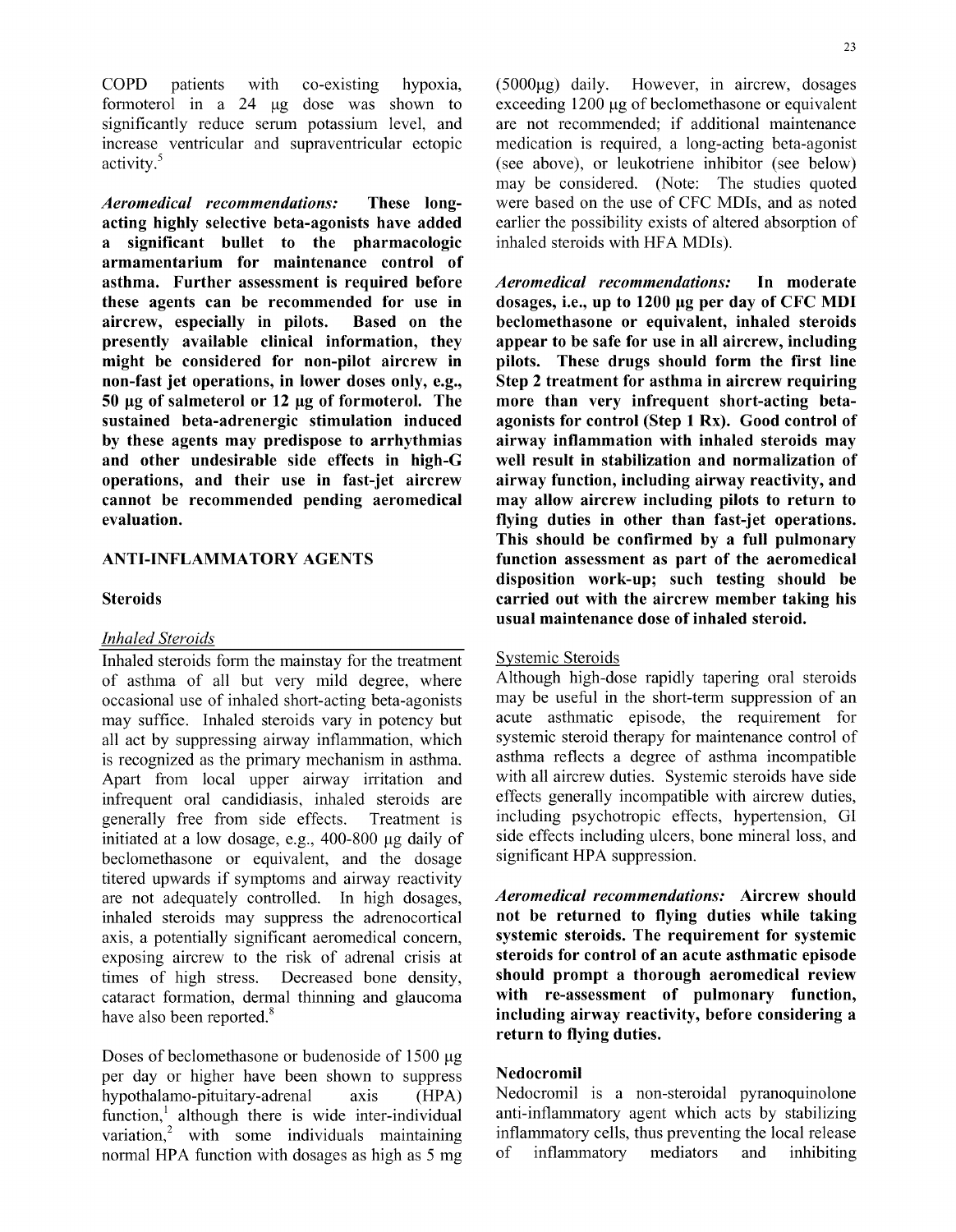COPD patients with co-existing hypoxia, formoterol in a 24 µg dose was shown to significantly reduce serum potassium level, and increase ventricular and supraventricular ectopic activity.[5]

***Aeromedical recommendations:*** **These long-acting highly selective beta-agonists have added a significant bullet to the pharmacologic armamentarium for maintenance control of asthma. Further assessment is required before these agents can be recommended for use in aircrew, especially in pilots. Based on the presently available clinical information, they might be considered for non-pilot aircrew in non-fast jet operations, in lower doses only, e.g., 50 µg of salmeterol or 12 µg of formoterol. The sustained beta-adrenergic stimulation induced by these agents may predispose to arrhythmias and other undesirable side effects in high-G operations, and their use in fast-jet aircrew cannot be recommended pending aeromedical evaluation.**

## ANTI-INFLAMMATORY AGENTS

### Steroids

#### Inhaled Steroids

Inhaled steroids form the mainstay for the treatment of asthma of all but very mild degree, where occasional use of inhaled short-acting beta-agonists may suffice. Inhaled steroids vary in potency but all act by suppressing airway inflammation, which is recognized as the primary mechanism in asthma. Apart from local upper airway irritation and infrequent oral candidiasis, inhaled steroids are generally free from side effects. Treatment is initiated at a low dosage, e.g., 400-800 µg daily of beclomethasone or equivalent, and the dosage titered upwards if symptoms and airway reactivity are not adequately controlled. In high dosages, inhaled steroids may suppress the adrenocortical axis, a potentially significant aeromedical concern, exposing aircrew to the risk of adrenal crisis at times of high stress. Decreased bone density, cataract formation, dermal thinning and glaucoma have also been reported.[8]

Doses of beclomethasone or budenoside of 1500 µg per day or higher have been shown to suppress hypothalamo-pituitary-adrenal axis (HPA) function,[1] although there is wide inter-individual variation,[2] with some individuals maintaining normal HPA function with dosages as high as 5 mg (5000µg) daily. However, in aircrew, dosages exceeding 1200 µg of beclomethasone or equivalent are not recommended; if additional maintenance medication is required, a long-acting beta-agonist (see above), or leukotriene inhibitor (see below) may be considered. (Note: The studies quoted were based on the use of CFC MDIs, and as noted earlier the possibility exists of altered absorption of inhaled steroids with HFA MDIs).

***Aeromedical recommendations:*** **In moderate dosages, i.e., up to 1200 µg per day of CFC MDI beclomethasone or equivalent, inhaled steroids appear to be safe for use in all aircrew, including pilots. These drugs should form the first line Step 2 treatment for asthma in aircrew requiring more than very infrequent short-acting beta-agonists for control (Step 1 Rx). Good control of airway inflammation with inhaled steroids may well result in stabilization and normalization of airway function, including airway reactivity, and may allow aircrew including pilots to return to flying duties in other than fast-jet operations. This should be confirmed by a full pulmonary function assessment as part of the aeromedical disposition work-up; such testing should be carried out with the aircrew member taking his usual maintenance dose of inhaled steroid.**

#### Systemic Steroids

Although high-dose rapidly tapering oral steroids may be useful in the short-term suppression of an acute asthmatic episode, the requirement for systemic steroid therapy for maintenance control of asthma reflects a degree of asthma incompatible with all aircrew duties. Systemic steroids have side effects generally incompatible with aircrew duties, including psychotropic effects, hypertension, GI side effects including ulcers, bone mineral loss, and significant HPA suppression.

***Aeromedical recommendations:*** **Aircrew should not be returned to flying duties while taking systemic steroids. The requirement for systemic steroids for control of an acute asthmatic episode should prompt a thorough aeromedical review with re-assessment of pulmonary function, including airway reactivity, before considering a return to flying duties.**

### Nedocromil

Nedocromil is a non-steroidal pyranoquinolone anti-inflammatory agent which acts by stabilizing inflammatory cells, thus preventing the local release of inflammatory mediators and inhibiting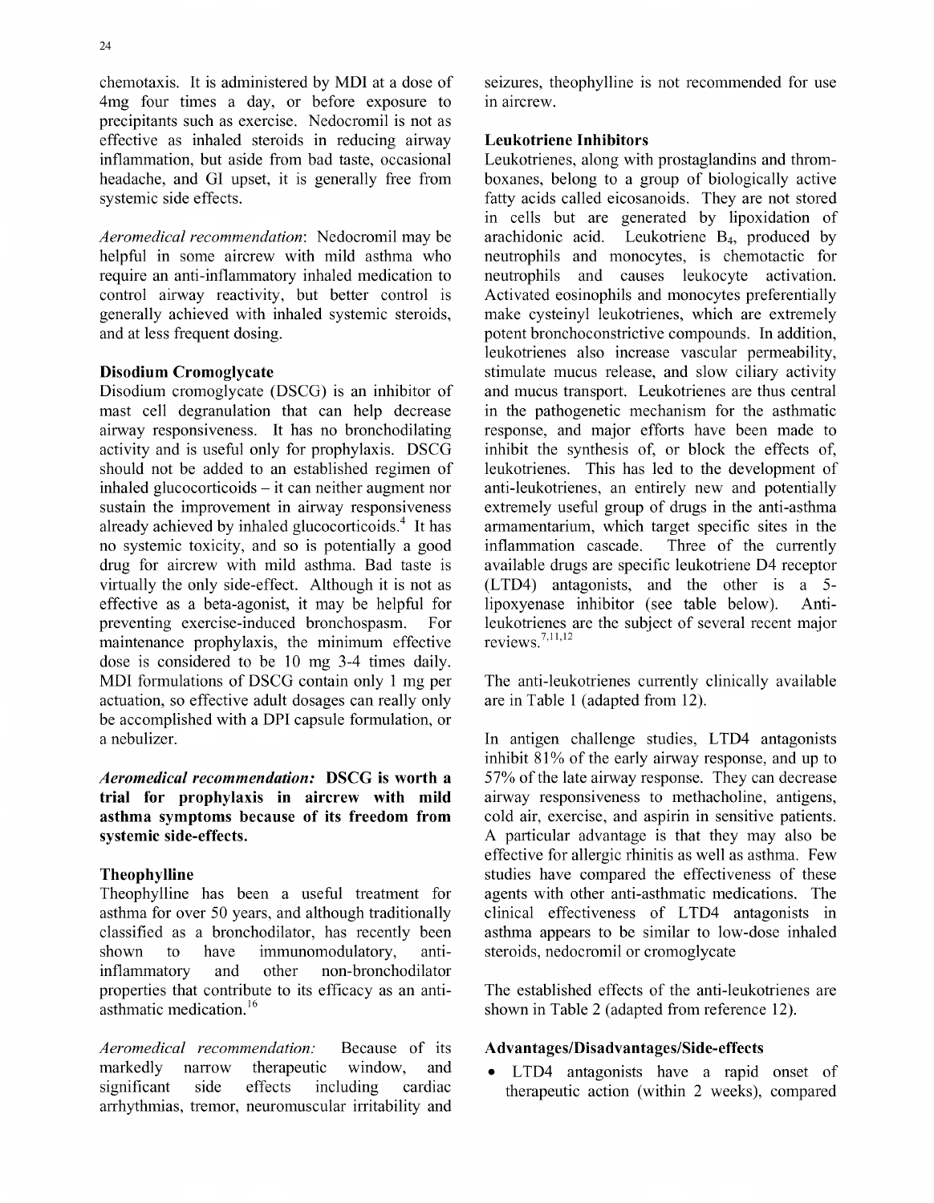chemotaxis. It is administered by MDI at a dose of 4mg four times a day, or before exposure to precipitants such as exercise. Nedocromil is not as effective as inhaled steroids in reducing airway inflammation, but aside from bad taste, occasional headache, and GI upset, it is generally free from systemic side effects.

*Aeromedical recommendation*: Nedocromil may be helpful in some aircrew with mild asthma who require an anti-inflammatory inhaled medication to control airway reactivity, but better control is generally achieved with inhaled systemic steroids, and at less frequent dosing.

### Disodium Cromoglycate

Disodium cromoglycate (DSCG) is an inhibitor of mast cell degranulation that can help decrease airway responsiveness. It has no bronchodilating activity and is useful only for prophylaxis. DSCG should not be added to an established regimen of inhaled glucocorticoids – it can neither augment nor sustain the improvement in airway responsiveness already achieved by inhaled glucocorticoids.[4] It has no systemic toxicity, and so is potentially a good drug for aircrew with mild asthma. Bad taste is virtually the only side-effect. Although it is not as effective as a beta-agonist, it may be helpful for preventing exercise-induced bronchospasm. For maintenance prophylaxis, the minimum effective dose is considered to be 10 mg 3-4 times daily. MDI formulations of DSCG contain only 1 mg per actuation, so effective adult dosages can really only be accomplished with a DPI capsule formulation, or a nebulizer.

***Aeromedical recommendation:* DSCG is worth a trial for prophylaxis in aircrew with mild asthma symptoms because of its freedom from systemic side-effects.**

### Theophylline

Theophylline has been a useful treatment for asthma for over 50 years, and although traditionally classified as a bronchodilator, has recently been shown to have immunomodulatory, anti-inflammatory and other non-bronchodilator properties that contribute to its efficacy as an anti-asthmatic medication.[16]

*Aeromedical recommendation:* Because of its markedly narrow therapeutic window, and significant side effects including cardiac arrhythmias, tremor, neuromuscular irritability and seizures, theophylline is not recommended for use in aircrew.

### Leukotriene Inhibitors

Leukotrienes, along with prostaglandins and thromboxanes, belong to a group of biologically active fatty acids called eicosanoids. They are not stored in cells but are generated by lipoxidation of arachidonic acid. Leukotriene $B_4$, produced by neutrophils and monocytes, is chemotactic for neutrophils and causes leukocyte activation. Activated eosinophils and monocytes preferentially make cysteinyl leukotrienes, which are extremely potent bronchoconstrictive compounds. In addition, leukotrienes also increase vascular permeability, stimulate mucus release, and slow ciliary activity and mucus transport. Leukotrienes are thus central in the pathogenetic mechanism for the asthmatic response, and major efforts have been made to inhibit the synthesis of, or block the effects of, leukotrienes. This has led to the development of anti-leukotrienes, an entirely new and potentially extremely useful group of drugs in the anti-asthma armamentarium, which target specific sites in the inflammation cascade. Three of the currently available drugs are specific leukotriene D4 receptor (LTD4) antagonists, and the other is a 5-lipoxyenase inhibitor (see table below). Anti-leukotrienes are the subject of several recent major reviews.[7,11,12]

The anti-leukotrienes currently clinically available are in Table 1 (adapted from 12).

In antigen challenge studies, LTD4 antagonists inhibit 81% of the early airway response, and up to 57% of the late airway response. They can decrease airway responsiveness to methacholine, antigens, cold air, exercise, and aspirin in sensitive patients. A particular advantage is that they may also be effective for allergic rhinitis as well as asthma. Few studies have compared the effectiveness of these agents with other anti-asthmatic medications. The clinical effectiveness of LTD4 antagonists in asthma appears to be similar to low-dose inhaled steroids, nedocromil or cromoglycate

The established effects of the anti-leukotrienes are shown in Table 2 (adapted from reference 12).

### Advantages/Disadvantages/Side-effects

- LTD4 antagonists have a rapid onset of therapeutic action (within 2 weeks), compared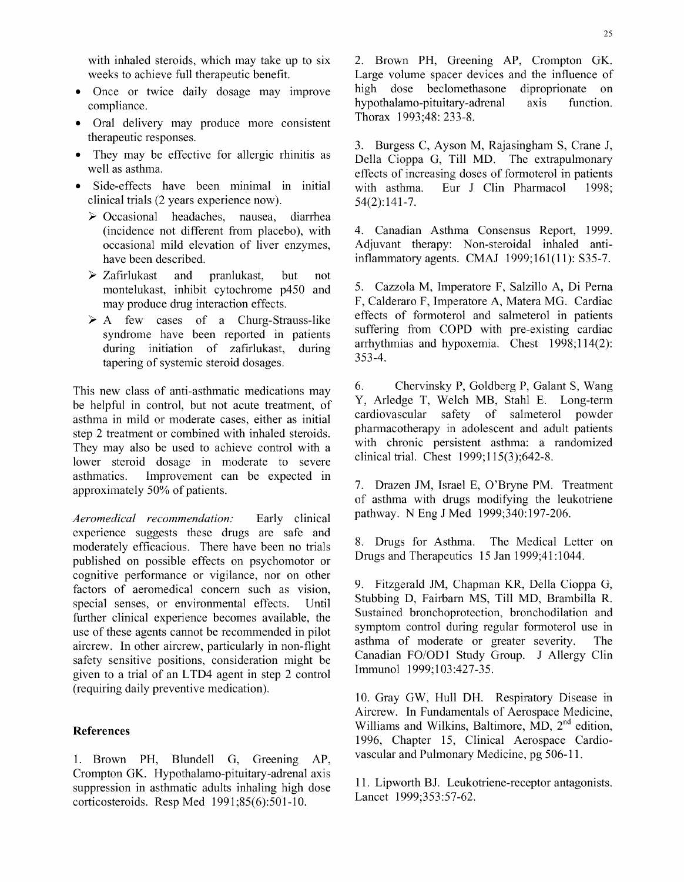with inhaled steroids, which may take up to six weeks to achieve full therapeutic benefit.

- Once or twice daily dosage may improve compliance.
- Oral delivery may produce more consistent therapeutic responses.
- They may be effective for allergic rhinitis as well as asthma.
- Side-effects have been minimal in initial clinical trials (2 years experience now).
  - Occasional headaches, nausea, diarrhea (incidence not different from placebo), with occasional mild elevation of liver enzymes, have been described.
  - Zafirlukast and pranlukast, but not montelukast, inhibit cytochrome p450 and may produce drug interaction effects.
  - A few cases of a Churg-Strauss-like syndrome have been reported in patients during initiation of zafirlukast, during tapering of systemic steroid dosages.

This new class of anti-asthmatic medications may be helpful in control, but not acute treatment, of asthma in mild or moderate cases, either as initial step 2 treatment or combined with inhaled steroids. They may also be used to achieve control with a lower steroid dosage in moderate to severe asthmatics. Improvement can be expected in approximately 50% of patients.

*Aeromedical recommendation:* Early clinical experience suggests these drugs are safe and moderately efficacious. There have been no trials published on possible effects on psychomotor or cognitive performance or vigilance, nor on other factors of aeromedical concern such as vision, special senses, or environmental effects. Until further clinical experience becomes available, the use of these agents cannot be recommended in pilot aircrew. In other aircrew, particularly in non-flight safety sensitive positions, consideration might be given to a trial of an LTD4 agent in step 2 control (requiring daily preventive medication).

## References

1. Brown PH, Blundell G, Greening AP, Crompton GK. Hypothalamo-pituitary-adrenal axis suppression in asthmatic adults inhaling high dose corticosteroids. Resp Med 1991;85(6):501-10.

2. Brown PH, Greening AP, Crompton GK. Large volume spacer devices and the influence of high dose beclomethasone diproprionate on hypothalamo-pituitary-adrenal axis function. Thorax 1993;48: 233-8.

3. Burgess C, Ayson M, Rajasingham S, Crane J, Della Cioppa G, Till MD. The extrapulmonary effects of increasing doses of formoterol in patients with asthma. Eur J Clin Pharmacol 1998; 54(2):141-7.

4. Canadian Asthma Consensus Report, 1999. Adjuvant therapy: Non-steroidal inhaled anti-inflammatory agents. CMAJ 1999;161(11): S35-7.

5. Cazzola M, Imperatore F, Salzillo A, Di Perna F, Calderaro F, Imperatore A, Matera MG. Cardiac effects of formoterol and salmeterol in patients suffering from COPD with pre-existing cardiac arrhythmias and hypoxemia. Chest 1998;114(2): 353-4.

6. Chervinsky P, Goldberg P, Galant S, Wang Y, Arledge T, Welch MB, Stahl E. Long-term cardiovascular safety of salmeterol powder pharmacotherapy in adolescent and adult patients with chronic persistent asthma: a randomized clinical trial. Chest 1999;115(3);642-8.

7. Drazen JM, Israel E, O'Bryne PM. Treatment of asthma with drugs modifying the leukotriene pathway. N Eng J Med 1999;340:197-206.

8. Drugs for Asthma. The Medical Letter on Drugs and Therapeutics 15 Jan 1999;41:1044.

9. Fitzgerald JM, Chapman KR, Della Cioppa G, Stubbing D, Fairbarn MS, Till MD, Brambilla R. Sustained bronchoprotection, bronchodilation and symptom control during regular formoterol use in asthma of moderate or greater severity. The Canadian FO/OD1 Study Group. J Allergy Clin Immunol 1999;103:427-35.

10. Gray GW, Hull DH. Respiratory Disease in Aircrew. In Fundamentals of Aerospace Medicine, Williams and Wilkins, Baltimore, MD, 2nd edition, 1996, Chapter 15, Clinical Aerospace Cardio-vascular and Pulmonary Medicine, pg 506-11.

11. Lipworth BJ. Leukotriene-receptor antagonists. Lancet 1999;353:57-62.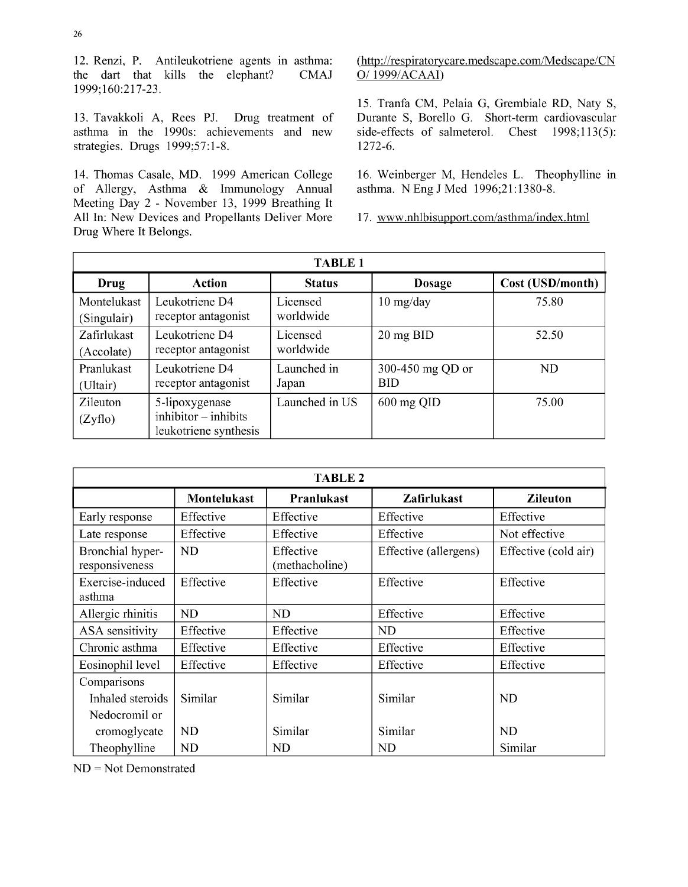12. Renzi, P. Antileukotriene agents in asthma: the dart that kills the elephant? CMAJ 1999;160:217-23.

13. Tavakkoli A, Rees PJ. Drug treatment of asthma in the 1990s: achievements and new strategies. Drugs 1999;57:1-8.

14. Thomas Casale, MD. 1999 American College of Allergy, Asthma & Immunology Annual Meeting Day 2 - November 13, 1999 Breathing It All In: New Devices and Propellants Deliver More Drug Where It Belongs. (http://respiratorycare.medscape.com/Medscape/CNO/ 1999/ACAAI)

15. Tranfa CM, Pelaia G, Grembiale RD, Naty S, Durante S, Borello G. Short-term cardiovascular side-effects of salmeterol. Chest 1998;113(5): 1272-6.

16. Weinberger M, Hendeles L. Theophylline in asthma. N Eng J Med 1996;21:1380-8.

17. www.nhlbisupport.com/asthma/index.html

**TABLE 1**

| Drug | Action | Status | Dosage | Cost (USD/month) |
|---|---|---|---|---|
| Montelukast (Singulair) | Leukotriene D4 receptor antagonist | Licensed worldwide | 10 mg/day | 75.80 |
| Zafirlukast (Accolate) | Leukotriene D4 receptor antagonist | Licensed worldwide | 20 mg BID | 52.50 |
| Pranlukast (Ultair) | Leukotriene D4 receptor antagonist | Launched in Japan | 300-450 mg QD or BID | ND |
| Zileuton (Zyflo) | 5-lipoxygenase inhibitor – inhibits leukotriene synthesis | Launched in US | 600 mg QID | 75.00 |

**TABLE 2**

| | Montelukast | Pranlukast | Zafirlukast | Zileuton |
|---|---|---|---|---|
| Early response | Effective | Effective | Effective | Effective |
| Late response | Effective | Effective | Effective | Not effective |
| Bronchial hyper-responsiveness | ND | Effective (methacholine) | Effective (allergens) | Effective (cold air) |
| Exercise-induced asthma | Effective | Effective | Effective | Effective |
| Allergic rhinitis | ND | ND | Effective | Effective |
| ASA sensitivity | Effective | Effective | ND | Effective |
| Chronic asthma | Effective | Effective | Effective | Effective |
| Eosinophil level | Effective | Effective | Effective | Effective |
| Comparisons | | | | |
| Inhaled steroids | Similar | Similar | Similar | ND |
| Nedocromil or cromoglycate | ND | Similar | Similar | ND |
| Theophylline | ND | ND | ND | Similar |

ND = Not Demonstrated